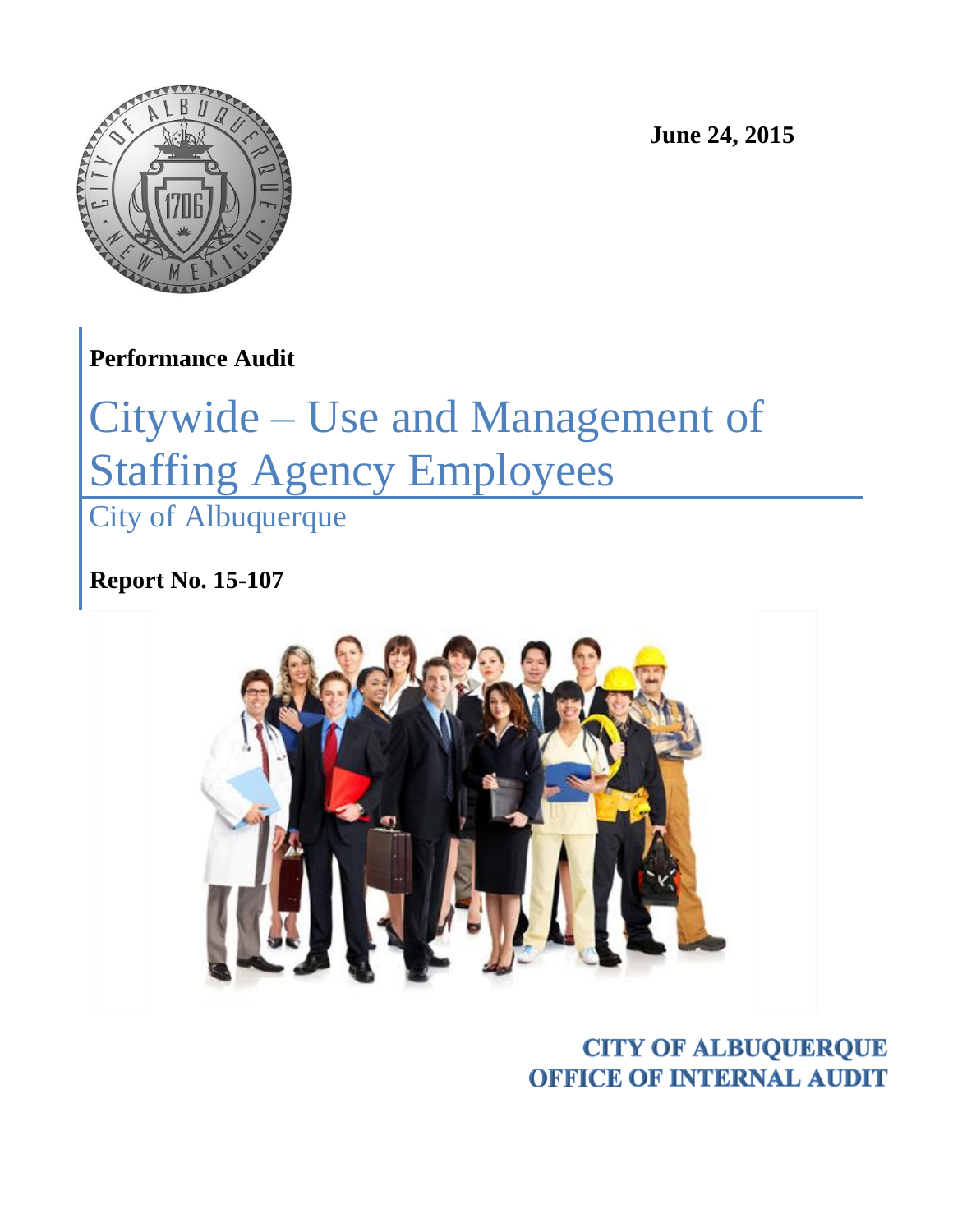June 24, 2015

**Performance Audit**

# Citywide – Use and Management of Staffing Agency Employees

City of Albuquerque

**Report No. 15-107**

**CITY OF ALBUQUERQUE**
**OFFICE OF INTERNAL AUDIT**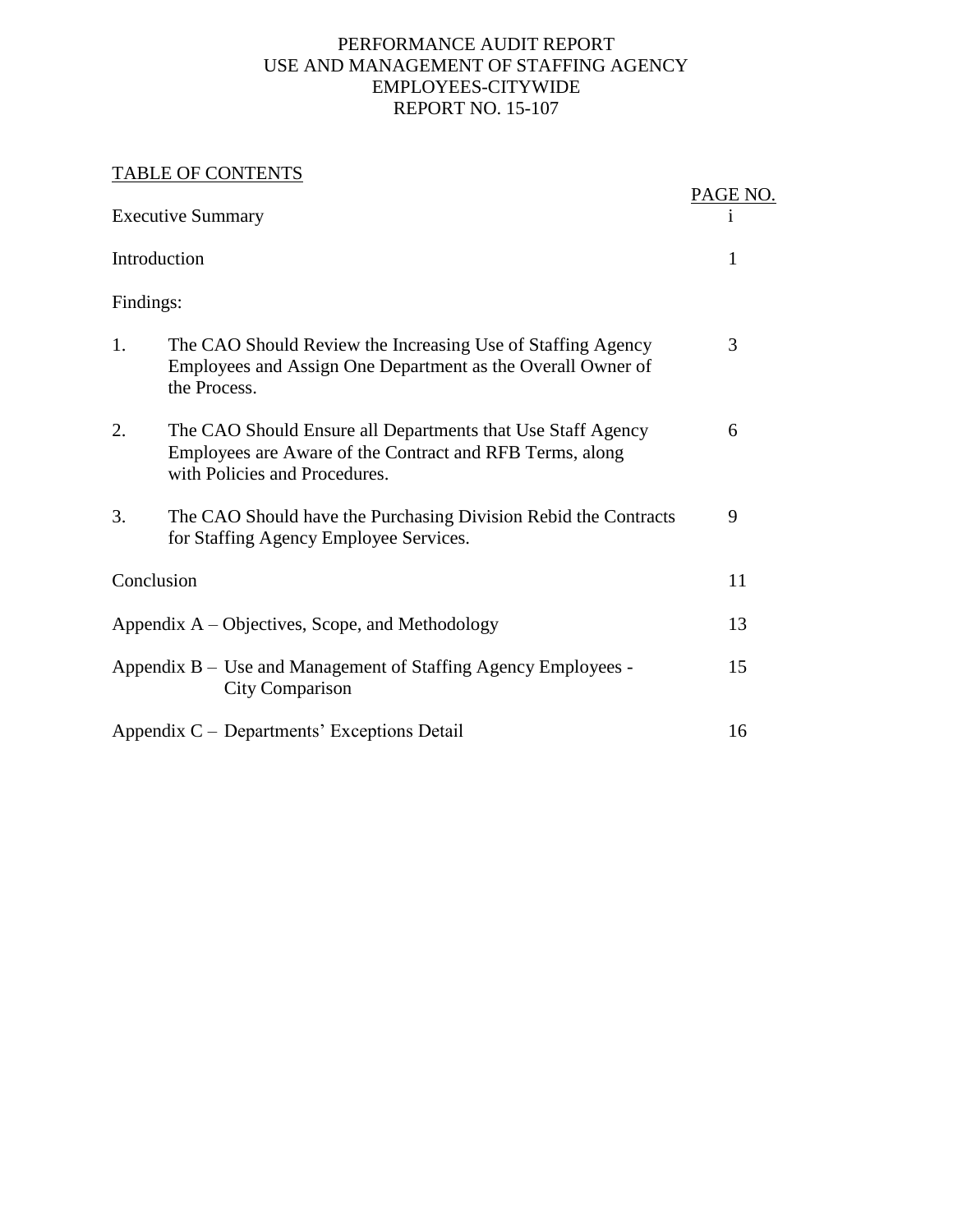# PERFORMANCE AUDIT REPORT
# USE AND MANAGEMENT OF STAFFING AGENCY EMPLOYEES-CITYWIDE
# REPORT NO. 15-107

## TABLE OF CONTENTS

| | PAGE NO. |
|---|---|
| Executive Summary | i |
| Introduction | 1 |
| Findings: | |
| 1. The CAO Should Review the Increasing Use of Staffing Agency Employees and Assign One Department as the Overall Owner of the Process. | 3 |
| 2. The CAO Should Ensure all Departments that Use Staff Agency Employees are Aware of the Contract and RFB Terms, along with Policies and Procedures. | 6 |
| 3. The CAO Should have the Purchasing Division Rebid the Contracts for Staffing Agency Employee Services. | 9 |
| Conclusion | 11 |
| Appendix A – Objectives, Scope, and Methodology | 13 |
| Appendix B – Use and Management of Staffing Agency Employees - City Comparison | 15 |
| Appendix C – Departments' Exceptions Detail | 16 |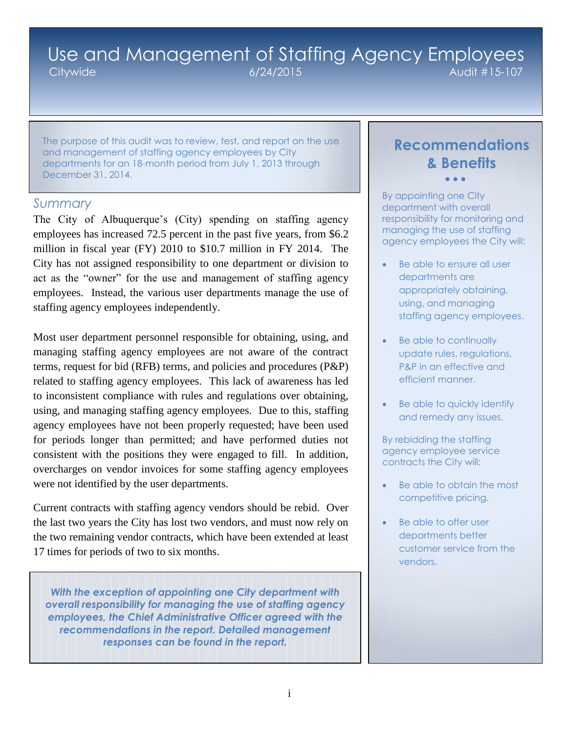# Use and Management of Staffing Agency Employees

Citywide — 6/24/2015 — Audit #15-107

The purpose of this audit was to review, test, and report on the use and management of staffing agency employees by City departments for an 18-month period from July 1, 2013 through December 31, 2014.

## Summary

The City of Albuquerque's (City) spending on staffing agency employees has increased 72.5 percent in the past five years, from $6.2 million in fiscal year (FY) 2010 to $10.7 million in FY 2014. The City has not assigned responsibility to one department or division to act as the "owner" for the use and management of staffing agency employees. Instead, the various user departments manage the use of staffing agency employees independently.

Most user department personnel responsible for obtaining, using, and managing staffing agency employees are not aware of the contract terms, request for bid (RFB) terms, and policies and procedures (P&P) related to staffing agency employees. This lack of awareness has led to inconsistent compliance with rules and regulations over obtaining, using, and managing staffing agency employees. Due to this, staffing agency employees have not been properly requested; have been used for periods longer than permitted; and have performed duties not consistent with the positions they were engaged to fill. In addition, overcharges on vendor invoices for some staffing agency employees were not identified by the user departments.

Current contracts with staffing agency vendors should be rebid. Over the last two years the City has lost two vendors, and must now rely on the two remaining vendor contracts, which have been extended at least 17 times for periods of two to six months.

***With the exception of appointing one City department with overall responsibility for managing the use of staffing agency employees, the Chief Administrative Officer agreed with the recommendations in the report. Detailed management responses can be found in the report.***

## Recommendations & Benefits

By appointing one City department with overall responsibility for monitoring and managing the use of staffing agency employees the City will:

- Be able to ensure all user departments are appropriately obtaining, using, and managing staffing agency employees.
- Be able to continually update rules, regulations, P&P in an effective and efficient manner.
- Be able to quickly identify and remedy any issues.

By rebidding the staffing agency employee service contracts the City will:

- Be able to obtain the most competitive pricing.
- Be able to offer user departments better customer service from the vendors.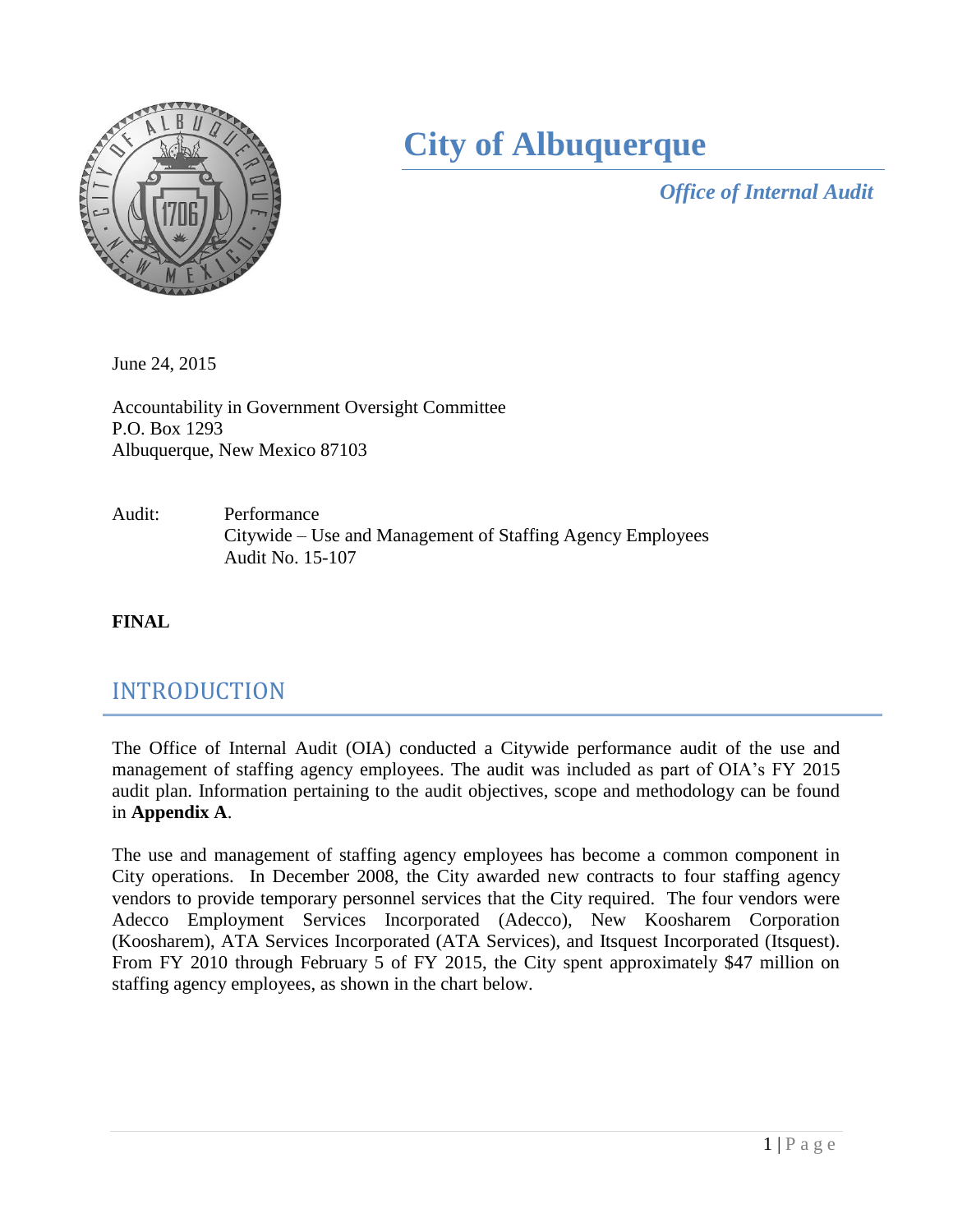# City of Albuquerque

*Office of Internal Audit*

June 24, 2015

Accountability in Government Oversight Committee
P.O. Box 1293
Albuquerque, New Mexico 87103

Audit: Performance
Citywide – Use and Management of Staffing Agency Employees
Audit No. 15-107

**FINAL**

## INTRODUCTION

The Office of Internal Audit (OIA) conducted a Citywide performance audit of the use and management of staffing agency employees. The audit was included as part of OIA's FY 2015 audit plan. Information pertaining to the audit objectives, scope and methodology can be found in **Appendix A**.

The use and management of staffing agency employees has become a common component in City operations. In December 2008, the City awarded new contracts to four staffing agency vendors to provide temporary personnel services that the City required. The four vendors were Adecco Employment Services Incorporated (Adecco), New Koosharem Corporation (Koosharem), ATA Services Incorporated (ATA Services), and Itsquest Incorporated (Itsquest). From FY 2010 through February 5 of FY 2015, the City spent approximately $47 million on staffing agency employees, as shown in the chart below.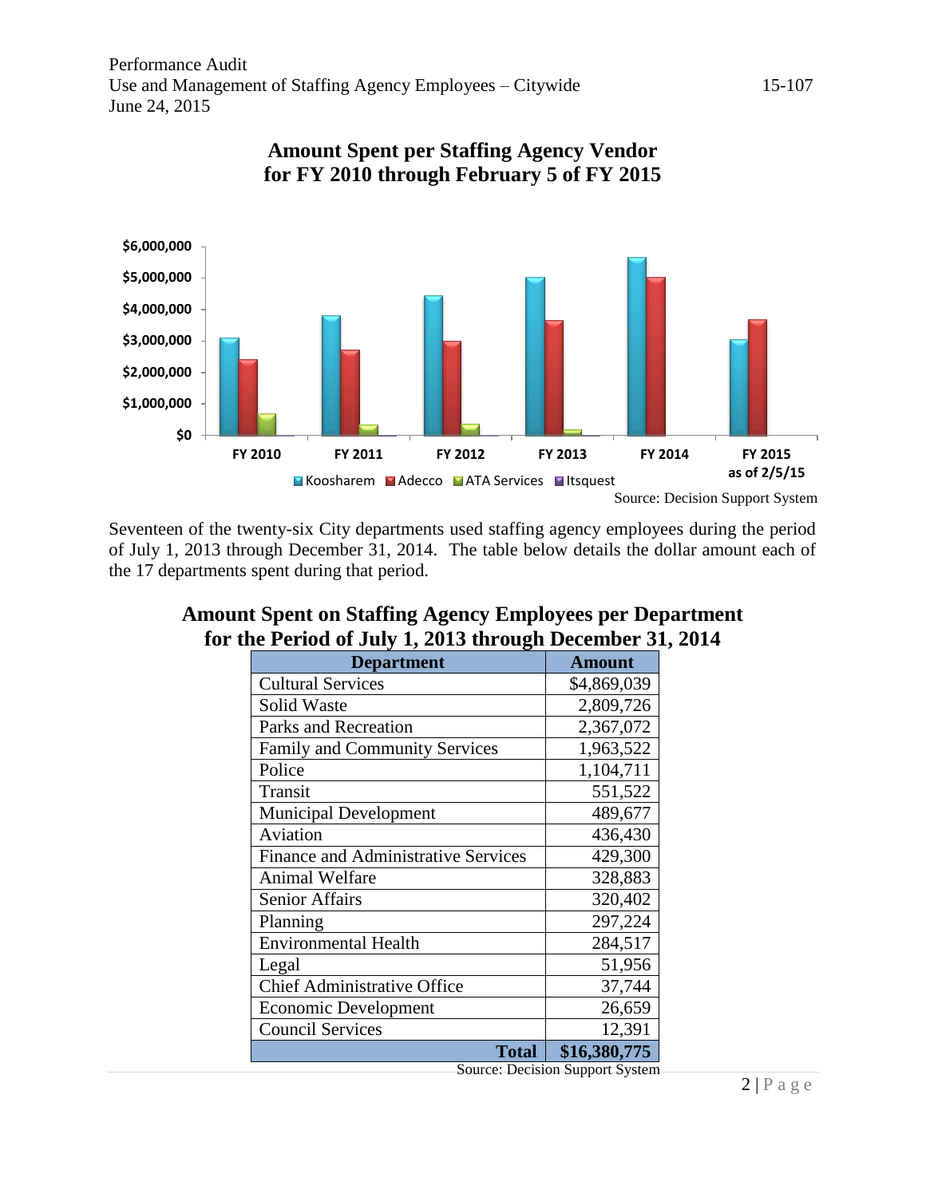## Amount Spent per Staffing Agency Vendor for FY 2010 through February 5 of FY 2015

Source: Decision Support System

Seventeen of the twenty-six City departments used staffing agency employees during the period of July 1, 2013 through December 31, 2014. The table below details the dollar amount each of the 17 departments spent during that period.

## Amount Spent on Staffing Agency Employees per Department for the Period of July 1, 2013 through December 31, 2014

| Department | Amount |
|---|---|
| Cultural Services | $4,869,039 |
| Solid Waste | 2,809,726 |
| Parks and Recreation | 2,367,072 |
| Family and Community Services | 1,963,522 |
| Police | 1,104,711 |
| Transit | 551,522 |
| Municipal Development | 489,677 |
| Aviation | 436,430 |
| Finance and Administrative Services | 429,300 |
| Animal Welfare | 328,883 |
| Senior Affairs | 320,402 |
| Planning | 297,224 |
| Environmental Health | 284,517 |
| Legal | 51,956 |
| Chief Administrative Office | 37,744 |
| Economic Development | 26,659 |
| Council Services | 12,391 |
| **Total** | **$16,380,775** |

Source: Decision Support System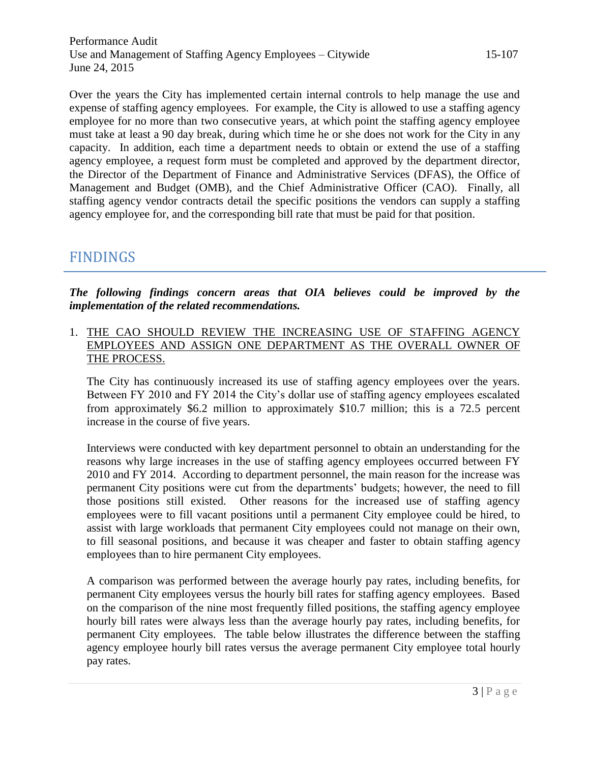Over the years the City has implemented certain internal controls to help manage the use and expense of staffing agency employees. For example, the City is allowed to use a staffing agency employee for no more than two consecutive years, at which point the staffing agency employee must take at least a 90 day break, during which time he or she does not work for the City in any capacity. In addition, each time a department needs to obtain or extend the use of a staffing agency employee, a request form must be completed and approved by the department director, the Director of the Department of Finance and Administrative Services (DFAS), the Office of Management and Budget (OMB), and the Chief Administrative Officer (CAO). Finally, all staffing agency vendor contracts detail the specific positions the vendors can supply a staffing agency employee for, and the corresponding bill rate that must be paid for that position.

## FINDINGS

***The following findings concern areas that OIA believes could be improved by the implementation of the related recommendations.***

1. THE CAO SHOULD REVIEW THE INCREASING USE OF STAFFING AGENCY EMPLOYEES AND ASSIGN ONE DEPARTMENT AS THE OVERALL OWNER OF THE PROCESS.

   The City has continuously increased its use of staffing agency employees over the years. Between FY 2010 and FY 2014 the City's dollar use of staffing agency employees escalated from approximately $6.2 million to approximately $10.7 million; this is a 72.5 percent increase in the course of five years.

   Interviews were conducted with key department personnel to obtain an understanding for the reasons why large increases in the use of staffing agency employees occurred between FY 2010 and FY 2014. According to department personnel, the main reason for the increase was permanent City positions were cut from the departments' budgets; however, the need to fill those positions still existed. Other reasons for the increased use of staffing agency employees were to fill vacant positions until a permanent City employee could be hired, to assist with large workloads that permanent City employees could not manage on their own, to fill seasonal positions, and because it was cheaper and faster to obtain staffing agency employees than to hire permanent City employees.

   A comparison was performed between the average hourly pay rates, including benefits, for permanent City employees versus the hourly bill rates for staffing agency employees. Based on the comparison of the nine most frequently filled positions, the staffing agency employee hourly bill rates were always less than the average hourly pay rates, including benefits, for permanent City employees. The table below illustrates the difference between the staffing agency employee hourly bill rates versus the average permanent City employee total hourly pay rates.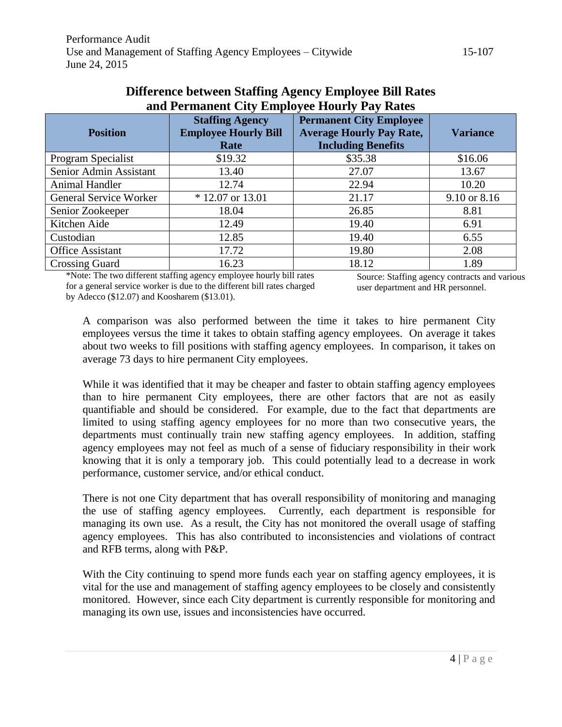**Difference between Staffing Agency Employee Bill Rates and Permanent City Employee Hourly Pay Rates**

| Position | Staffing Agency Employee Hourly Bill Rate | Permanent City Employee Average Hourly Pay Rate, Including Benefits | Variance |
|---|---|---|---|
| Program Specialist | $19.32 | $35.38 | $16.06 |
| Senior Admin Assistant | 13.40 | 27.07 | 13.67 |
| Animal Handler | 12.74 | 22.94 | 10.20 |
| General Service Worker | * 12.07 or 13.01 | 21.17 | 9.10 or 8.16 |
| Senior Zookeeper | 18.04 | 26.85 | 8.81 |
| Kitchen Aide | 12.49 | 19.40 | 6.91 |
| Custodian | 12.85 | 19.40 | 6.55 |
| Office Assistant | 17.72 | 19.80 | 2.08 |
| Crossing Guard | 16.23 | 18.12 | 1.89 |

*Note: The two different staffing agency employee hourly bill rates for a general service worker is due to the different bill rates charged by Adecco ($12.07) and Koosharem ($13.01).

Source: Staffing agency contracts and various user department and HR personnel.

A comparison was also performed between the time it takes to hire permanent City employees versus the time it takes to obtain staffing agency employees. On average it takes about two weeks to fill positions with staffing agency employees. In comparison, it takes on average 73 days to hire permanent City employees.

While it was identified that it may be cheaper and faster to obtain staffing agency employees than to hire permanent City employees, there are other factors that are not as easily quantifiable and should be considered. For example, due to the fact that departments are limited to using staffing agency employees for no more than two consecutive years, the departments must continually train new staffing agency employees. In addition, staffing agency employees may not feel as much of a sense of fiduciary responsibility in their work knowing that it is only a temporary job. This could potentially lead to a decrease in work performance, customer service, and/or ethical conduct.

There is not one City department that has overall responsibility of monitoring and managing the use of staffing agency employees. Currently, each department is responsible for managing its own use. As a result, the City has not monitored the overall usage of staffing agency employees. This has also contributed to inconsistencies and violations of contract and RFB terms, along with P&P.

With the City continuing to spend more funds each year on staffing agency employees, it is vital for the use and management of staffing agency employees to be closely and consistently monitored. However, since each City department is currently responsible for monitoring and managing its own use, issues and inconsistencies have occurred.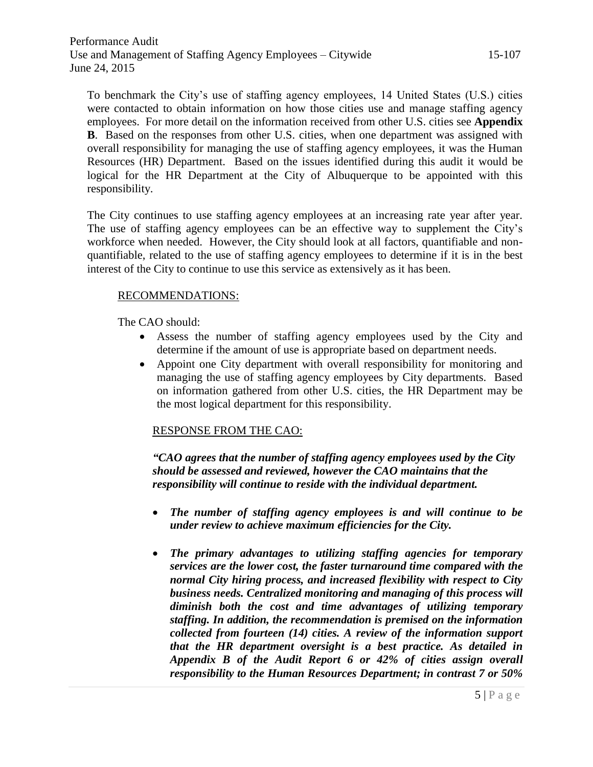To benchmark the City's use of staffing agency employees, 14 United States (U.S.) cities were contacted to obtain information on how those cities use and manage staffing agency employees. For more detail on the information received from other U.S. cities see **Appendix B**. Based on the responses from other U.S. cities, when one department was assigned with overall responsibility for managing the use of staffing agency employees, it was the Human Resources (HR) Department. Based on the issues identified during this audit it would be logical for the HR Department at the City of Albuquerque to be appointed with this responsibility.

The City continues to use staffing agency employees at an increasing rate year after year. The use of staffing agency employees can be an effective way to supplement the City's workforce when needed. However, the City should look at all factors, quantifiable and non-quantifiable, related to the use of staffing agency employees to determine if it is in the best interest of the City to continue to use this service as extensively as it has been.

RECOMMENDATIONS:

The CAO should:

- Assess the number of staffing agency employees used by the City and determine if the amount of use is appropriate based on department needs.
- Appoint one City department with overall responsibility for monitoring and managing the use of staffing agency employees by City departments. Based on information gathered from other U.S. cities, the HR Department may be the most logical department for this responsibility.

RESPONSE FROM THE CAO:

***"CAO agrees that the number of staffing agency employees used by the City should be assessed and reviewed, however the CAO maintains that the responsibility will continue to reside with the individual department.***

- ***The number of staffing agency employees is and will continue to be under review to achieve maximum efficiencies for the City.***
- ***The primary advantages to utilizing staffing agencies for temporary services are the lower cost, the faster turnaround time compared with the normal City hiring process, and increased flexibility with respect to City business needs. Centralized monitoring and managing of this process will diminish both the cost and time advantages of utilizing temporary staffing. In addition, the recommendation is premised on the information collected from fourteen (14) cities. A review of the information support that the HR department oversight is a best practice. As detailed in Appendix B of the Audit Report 6 or 42% of cities assign overall responsibility to the Human Resources Department; in contrast 7 or 50%***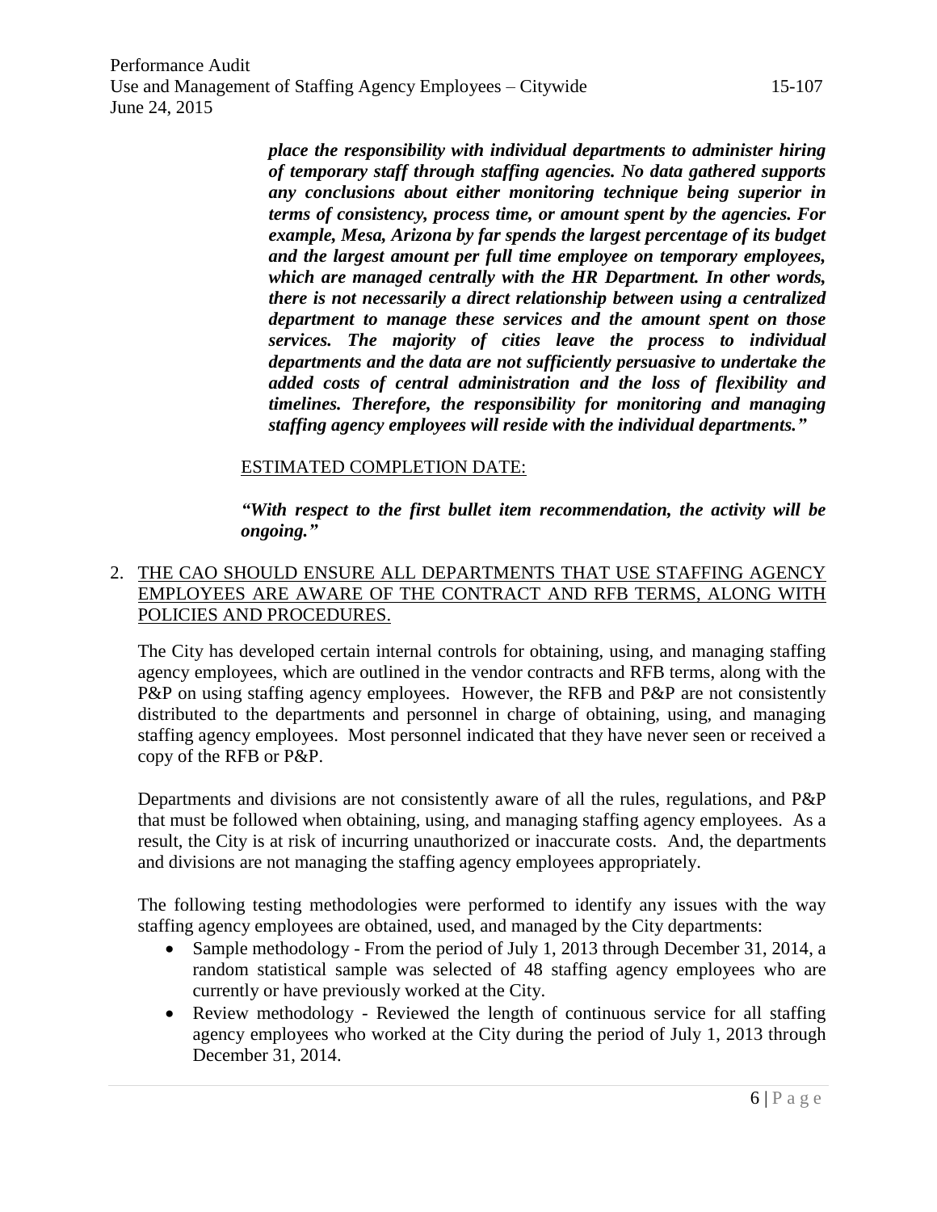***place the responsibility with individual departments to administer hiring of temporary staff through staffing agencies. No data gathered supports any conclusions about either monitoring technique being superior in terms of consistency, process time, or amount spent by the agencies. For example, Mesa, Arizona by far spends the largest percentage of its budget and the largest amount per full time employee on temporary employees, which are managed centrally with the HR Department. In other words, there is not necessarily a direct relationship between using a centralized department to manage these services and the amount spent on those services. The majority of cities leave the process to individual departments and the data are not sufficiently persuasive to undertake the added costs of central administration and the loss of flexibility and timelines. Therefore, the responsibility for monitoring and managing staffing agency employees will reside with the individual departments."***

<u>ESTIMATED COMPLETION DATE:</u>

***"With respect to the first bullet item recommendation, the activity will be ongoing."***

2. <u>THE CAO SHOULD ENSURE ALL DEPARTMENTS THAT USE STAFFING AGENCY EMPLOYEES ARE AWARE OF THE CONTRACT AND RFB TERMS, ALONG WITH POLICIES AND PROCEDURES.</u>

The City has developed certain internal controls for obtaining, using, and managing staffing agency employees, which are outlined in the vendor contracts and RFB terms, along with the P&P on using staffing agency employees. However, the RFB and P&P are not consistently distributed to the departments and personnel in charge of obtaining, using, and managing staffing agency employees. Most personnel indicated that they have never seen or received a copy of the RFB or P&P.

Departments and divisions are not consistently aware of all the rules, regulations, and P&P that must be followed when obtaining, using, and managing staffing agency employees. As a result, the City is at risk of incurring unauthorized or inaccurate costs. And, the departments and divisions are not managing the staffing agency employees appropriately.

The following testing methodologies were performed to identify any issues with the way staffing agency employees are obtained, used, and managed by the City departments:

- Sample methodology - From the period of July 1, 2013 through December 31, 2014, a random statistical sample was selected of 48 staffing agency employees who are currently or have previously worked at the City.
- Review methodology - Reviewed the length of continuous service for all staffing agency employees who worked at the City during the period of July 1, 2013 through December 31, 2014.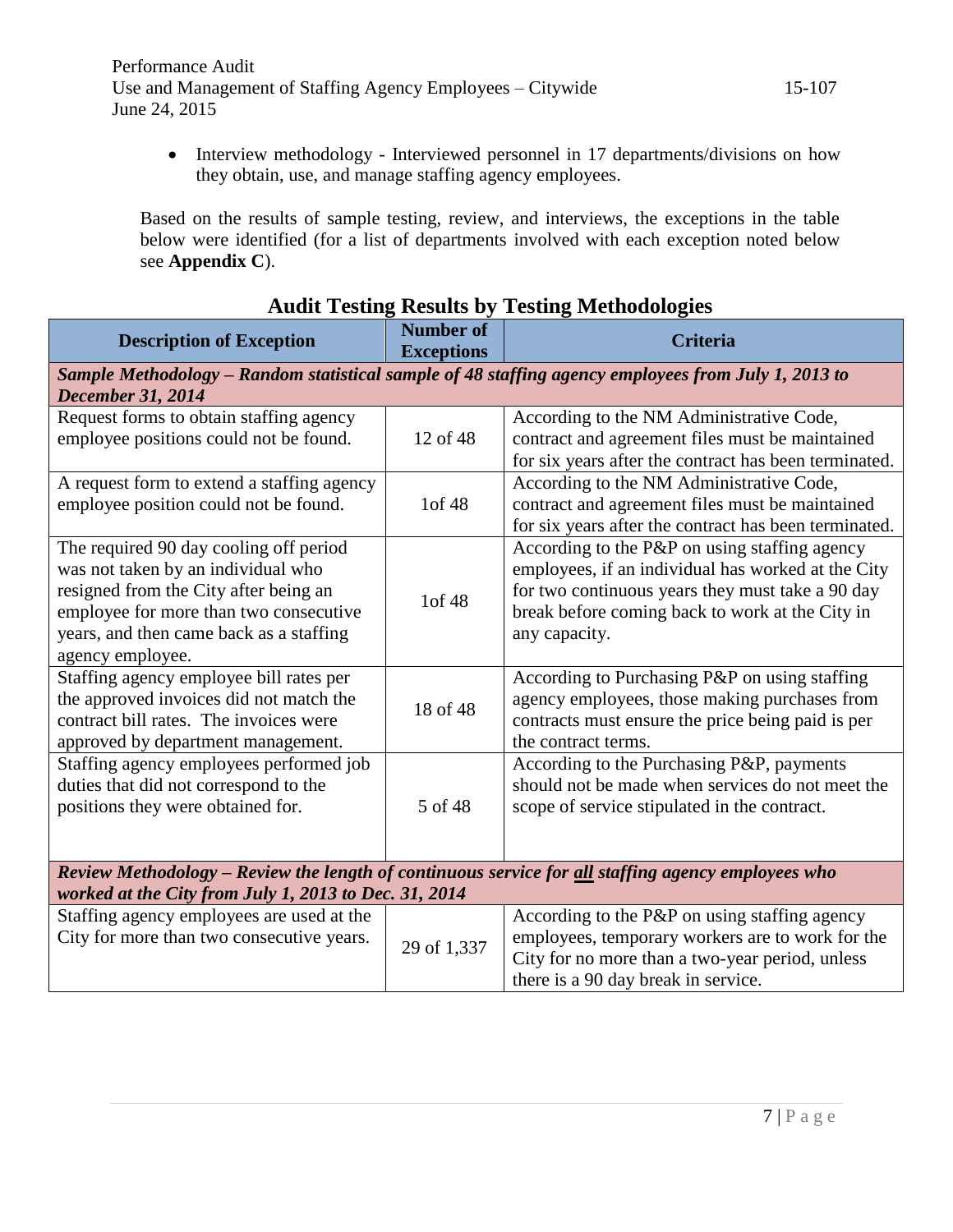- Interview methodology - Interviewed personnel in 17 departments/divisions on how they obtain, use, and manage staffing agency employees.

Based on the results of sample testing, review, and interviews, the exceptions in the table below were identified (for a list of departments involved with each exception noted below see **Appendix C**).

## Audit Testing Results by Testing Methodologies

| Description of Exception | Number of Exceptions | Criteria |
|---|---|---|
| ***Sample Methodology – Random statistical sample of 48 staffing agency employees from July 1, 2013 to December 31, 2014*** | | |
| Request forms to obtain staffing agency employee positions could not be found. | 12 of 48 | According to the NM Administrative Code, contract and agreement files must be maintained for six years after the contract has been terminated. |
| A request form to extend a staffing agency employee position could not be found. | 1of 48 | According to the NM Administrative Code, contract and agreement files must be maintained for six years after the contract has been terminated. |
| The required 90 day cooling off period was not taken by an individual who resigned from the City after being an employee for more than two consecutive years, and then came back as a staffing agency employee. | 1of 48 | According to the P&P on using staffing agency employees, if an individual has worked at the City for two continuous years they must take a 90 day break before coming back to work at the City in any capacity. |
| Staffing agency employee bill rates per the approved invoices did not match the contract bill rates. The invoices were approved by department management. | 18 of 48 | According to Purchasing P&P on using staffing agency employees, those making purchases from contracts must ensure the price being paid is per the contract terms. |
| Staffing agency employees performed job duties that did not correspond to the positions they were obtained for. | 5 of 48 | According to the Purchasing P&P, payments should not be made when services do not meet the scope of service stipulated in the contract. |
| ***Review Methodology – Review the length of continuous service for all staffing agency employees who worked at the City from July 1, 2013 to Dec. 31, 2014*** | | |
| Staffing agency employees are used at the City for more than two consecutive years. | 29 of 1,337 | According to the P&P on using staffing agency employees, temporary workers are to work for the City for no more than a two-year period, unless there is a 90 day break in service. |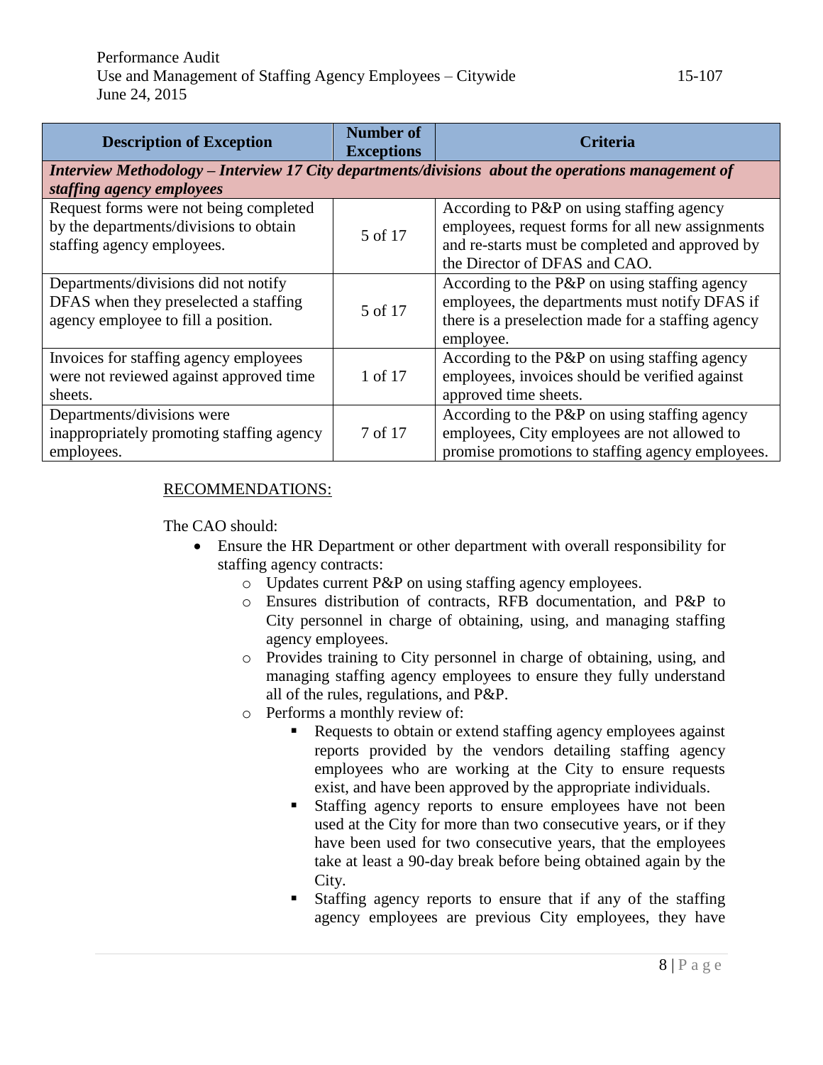| Description of Exception | Number of Exceptions | Criteria |
|---|---|---|
| ***Interview Methodology – Interview 17 City departments/divisions about the operations management of staffing agency employees*** | | |
| Request forms were not being completed by the departments/divisions to obtain staffing agency employees. | 5 of 17 | According to P&P on using staffing agency employees, request forms for all new assignments and re-starts must be completed and approved by the Director of DFAS and CAO. |
| Departments/divisions did not notify DFAS when they preselected a staffing agency employee to fill a position. | 5 of 17 | According to the P&P on using staffing agency employees, the departments must notify DFAS if there is a preselection made for a staffing agency employee. |
| Invoices for staffing agency employees were not reviewed against approved time sheets. | 1 of 17 | According to the P&P on using staffing agency employees, invoices should be verified against approved time sheets. |
| Departments/divisions were inappropriately promoting staffing agency employees. | 7 of 17 | According to the P&P on using staffing agency employees, City employees are not allowed to promise promotions to staffing agency employees. |

RECOMMENDATIONS:

The CAO should:

- Ensure the HR Department or other department with overall responsibility for staffing agency contracts:
  - Updates current P&P on using staffing agency employees.
  - Ensures distribution of contracts, RFB documentation, and P&P to City personnel in charge of obtaining, using, and managing staffing agency employees.
  - Provides training to City personnel in charge of obtaining, using, and managing staffing agency employees to ensure they fully understand all of the rules, regulations, and P&P.
  - Performs a monthly review of:
    - Requests to obtain or extend staffing agency employees against reports provided by the vendors detailing staffing agency employees who are working at the City to ensure requests exist, and have been approved by the appropriate individuals.
    - Staffing agency reports to ensure employees have not been used at the City for more than two consecutive years, or if they have been used for two consecutive years, that the employees take at least a 90-day break before being obtained again by the City.
    - Staffing agency reports to ensure that if any of the staffing agency employees are previous City employees, they have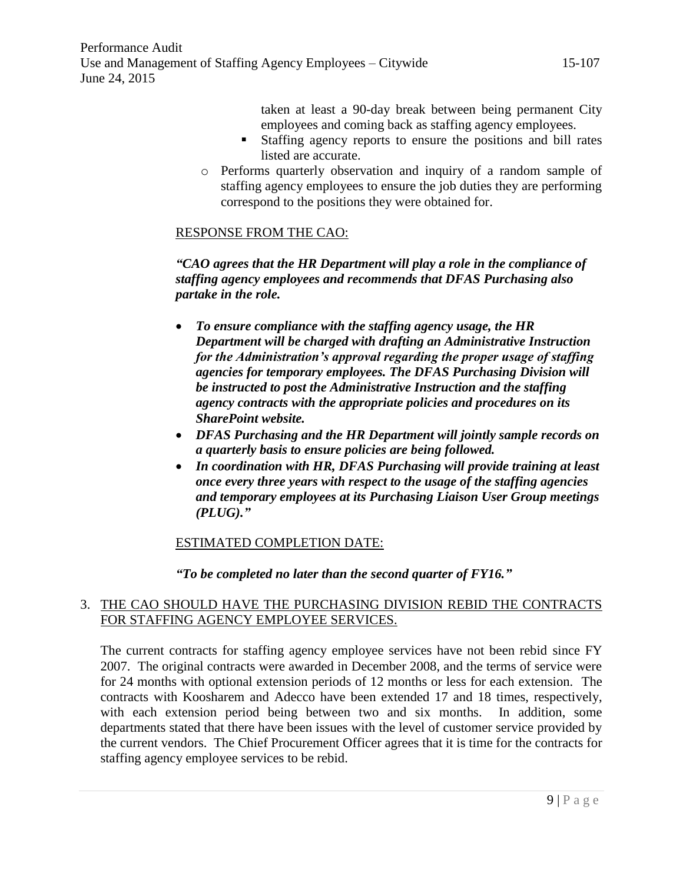taken at least a 90-day break between being permanent City employees and coming back as staffing agency employees.

- Staffing agency reports to ensure the positions and bill rates listed are accurate.

- Performs quarterly observation and inquiry of a random sample of staffing agency employees to ensure the job duties they are performing correspond to the positions they were obtained for.

RESPONSE FROM THE CAO:

***"CAO agrees that the HR Department will play a role in the compliance of staffing agency employees and recommends that DFAS Purchasing also partake in the role.***

- ***To ensure compliance with the staffing agency usage, the HR Department will be charged with drafting an Administrative Instruction for the Administration's approval regarding the proper usage of staffing agencies for temporary employees. The DFAS Purchasing Division will be instructed to post the Administrative Instruction and the staffing agency contracts with the appropriate policies and procedures on its SharePoint website.***
- ***DFAS Purchasing and the HR Department will jointly sample records on a quarterly basis to ensure policies are being followed.***
- ***In coordination with HR, DFAS Purchasing will provide training at least once every three years with respect to the usage of the staffing agencies and temporary employees at its Purchasing Liaison User Group meetings (PLUG)."***

ESTIMATED COMPLETION DATE:

***"To be completed no later than the second quarter of FY16."***

3. THE CAO SHOULD HAVE THE PURCHASING DIVISION REBID THE CONTRACTS FOR STAFFING AGENCY EMPLOYEE SERVICES.

The current contracts for staffing agency employee services have not been rebid since FY 2007. The original contracts were awarded in December 2008, and the terms of service were for 24 months with optional extension periods of 12 months or less for each extension. The contracts with Koosharem and Adecco have been extended 17 and 18 times, respectively, with each extension period being between two and six months. In addition, some departments stated that there have been issues with the level of customer service provided by the current vendors. The Chief Procurement Officer agrees that it is time for the contracts for staffing agency employee services to be rebid.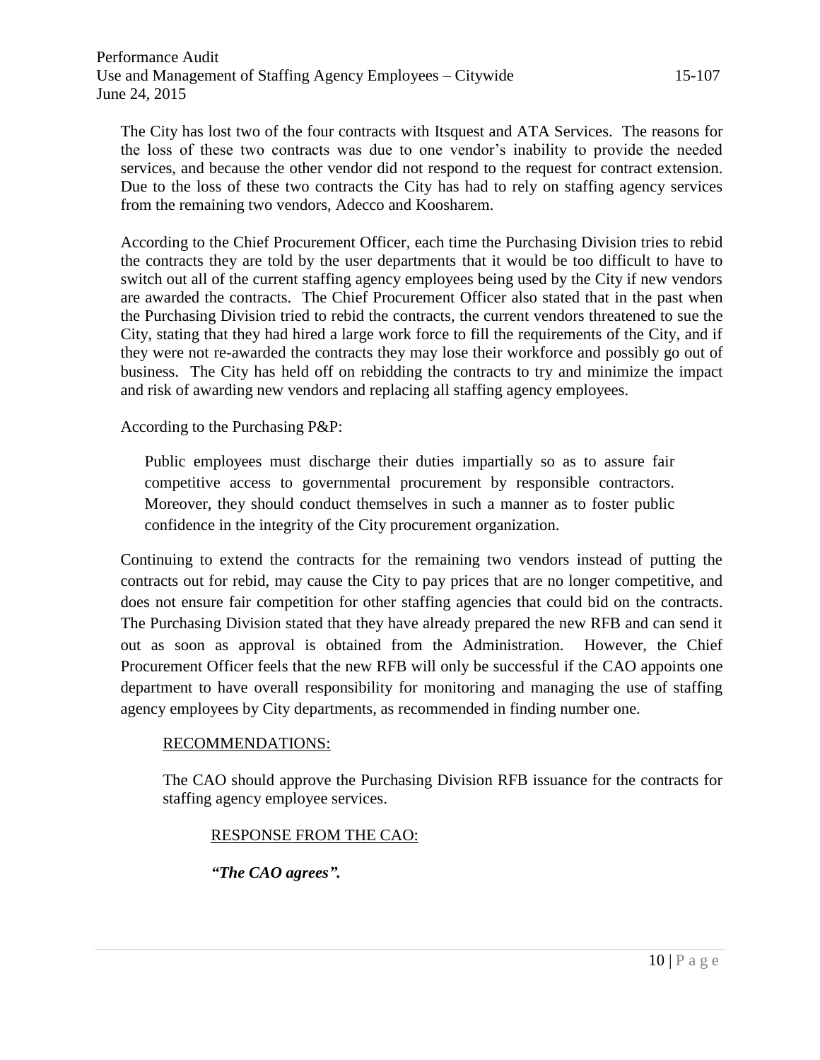The City has lost two of the four contracts with Itsquest and ATA Services. The reasons for the loss of these two contracts was due to one vendor's inability to provide the needed services, and because the other vendor did not respond to the request for contract extension. Due to the loss of these two contracts the City has had to rely on staffing agency services from the remaining two vendors, Adecco and Koosharem.

According to the Chief Procurement Officer, each time the Purchasing Division tries to rebid the contracts they are told by the user departments that it would be too difficult to have to switch out all of the current staffing agency employees being used by the City if new vendors are awarded the contracts. The Chief Procurement Officer also stated that in the past when the Purchasing Division tried to rebid the contracts, the current vendors threatened to sue the City, stating that they had hired a large work force to fill the requirements of the City, and if they were not re-awarded the contracts they may lose their workforce and possibly go out of business. The City has held off on rebidding the contracts to try and minimize the impact and risk of awarding new vendors and replacing all staffing agency employees.

According to the Purchasing P&P:

> Public employees must discharge their duties impartially so as to assure fair competitive access to governmental procurement by responsible contractors. Moreover, they should conduct themselves in such a manner as to foster public confidence in the integrity of the City procurement organization.

Continuing to extend the contracts for the remaining two vendors instead of putting the contracts out for rebid, may cause the City to pay prices that are no longer competitive, and does not ensure fair competition for other staffing agencies that could bid on the contracts. The Purchasing Division stated that they have already prepared the new RFB and can send it out as soon as approval is obtained from the Administration. However, the Chief Procurement Officer feels that the new RFB will only be successful if the CAO appoints one department to have overall responsibility for monitoring and managing the use of staffing agency employees by City departments, as recommended in finding number one.

RECOMMENDATIONS:

The CAO should approve the Purchasing Division RFB issuance for the contracts for staffing agency employee services.

RESPONSE FROM THE CAO:

***"The CAO agrees".***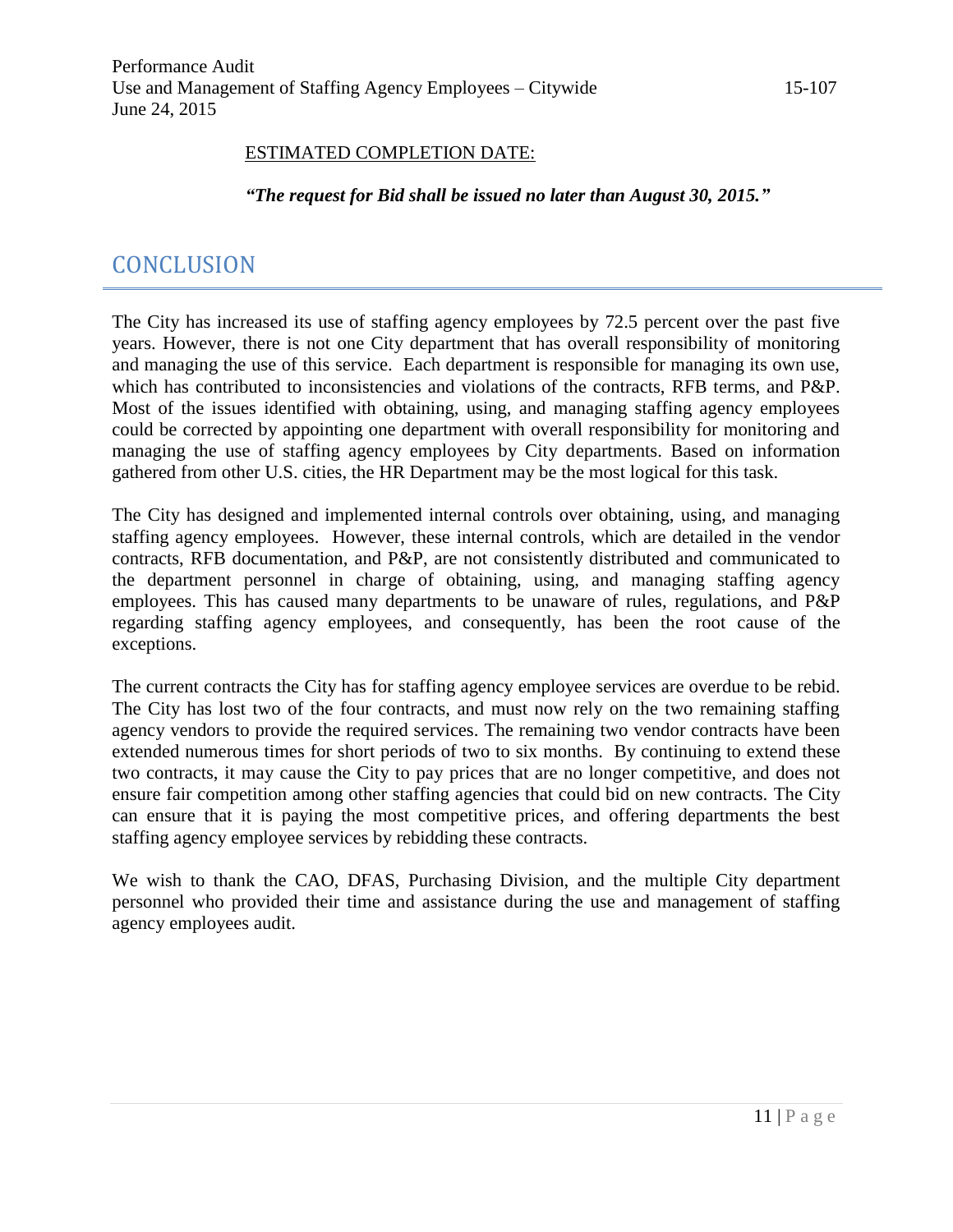ESTIMATED COMPLETION DATE:

***"The request for Bid shall be issued no later than August 30, 2015."***

## CONCLUSION

The City has increased its use of staffing agency employees by 72.5 percent over the past five years. However, there is not one City department that has overall responsibility of monitoring and managing the use of this service. Each department is responsible for managing its own use, which has contributed to inconsistencies and violations of the contracts, RFB terms, and P&P. Most of the issues identified with obtaining, using, and managing staffing agency employees could be corrected by appointing one department with overall responsibility for monitoring and managing the use of staffing agency employees by City departments. Based on information gathered from other U.S. cities, the HR Department may be the most logical for this task.

The City has designed and implemented internal controls over obtaining, using, and managing staffing agency employees. However, these internal controls, which are detailed in the vendor contracts, RFB documentation, and P&P, are not consistently distributed and communicated to the department personnel in charge of obtaining, using, and managing staffing agency employees. This has caused many departments to be unaware of rules, regulations, and P&P regarding staffing agency employees, and consequently, has been the root cause of the exceptions.

The current contracts the City has for staffing agency employee services are overdue to be rebid. The City has lost two of the four contracts, and must now rely on the two remaining staffing agency vendors to provide the required services. The remaining two vendor contracts have been extended numerous times for short periods of two to six months. By continuing to extend these two contracts, it may cause the City to pay prices that are no longer competitive, and does not ensure fair competition among other staffing agencies that could bid on new contracts. The City can ensure that it is paying the most competitive prices, and offering departments the best staffing agency employee services by rebidding these contracts.

We wish to thank the CAO, DFAS, Purchasing Division, and the multiple City department personnel who provided their time and assistance during the use and management of staffing agency employees audit.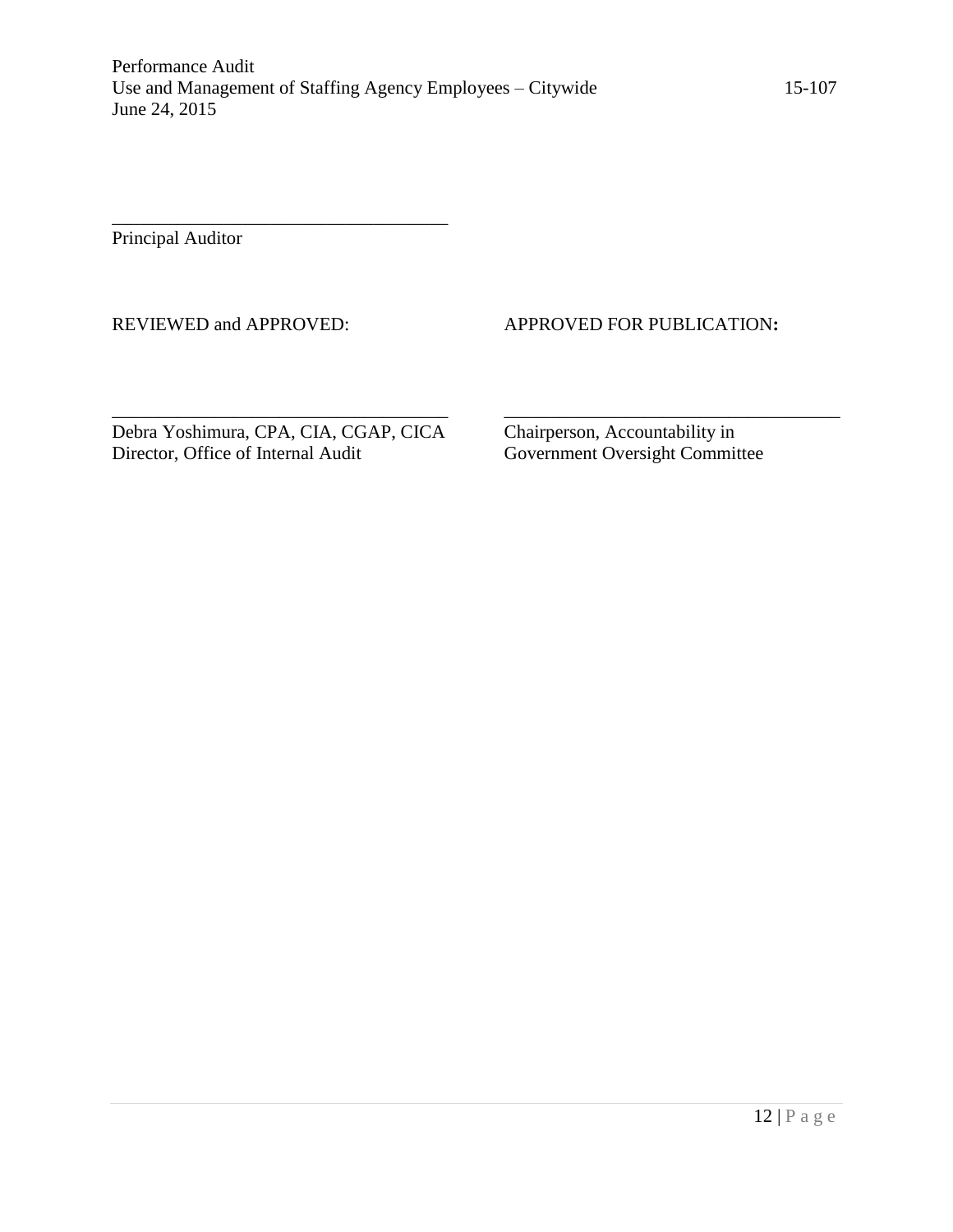\_\_\_\_\_\_\_\_\_\_\_\_\_\_\_\_\_\_\_\_\_\_\_\_\_\_\_\_\_\_\_\_\_\_\_\_

Principal Auditor

REVIEWED and APPROVED:

\_\_\_\_\_\_\_\_\_\_\_\_\_\_\_\_\_\_\_\_\_\_\_\_\_\_\_\_\_\_\_\_\_\_\_\_

Debra Yoshimura, CPA, CIA, CGAP, CICA
Director, Office of Internal Audit

APPROVED FOR PUBLICATION**:**

\_\_\_\_\_\_\_\_\_\_\_\_\_\_\_\_\_\_\_\_\_\_\_\_\_\_\_\_\_\_\_\_\_\_\_\_

Chairperson, Accountability in
Government Oversight Committee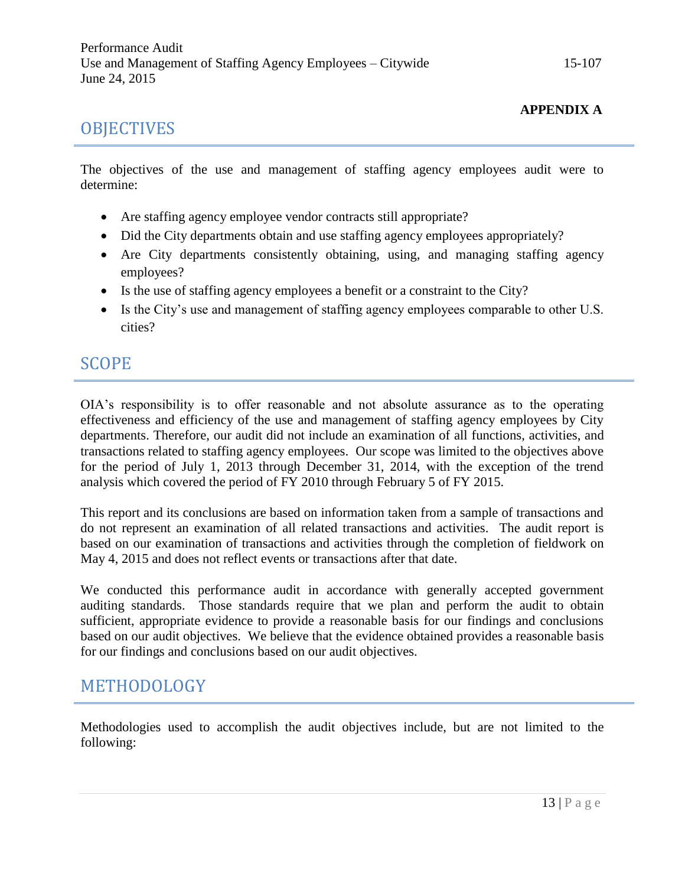**APPENDIX A**

## OBJECTIVES

The objectives of the use and management of staffing agency employees audit were to determine:

- Are staffing agency employee vendor contracts still appropriate?
- Did the City departments obtain and use staffing agency employees appropriately?
- Are City departments consistently obtaining, using, and managing staffing agency employees?
- Is the use of staffing agency employees a benefit or a constraint to the City?
- Is the City's use and management of staffing agency employees comparable to other U.S. cities?

## SCOPE

OIA's responsibility is to offer reasonable and not absolute assurance as to the operating effectiveness and efficiency of the use and management of staffing agency employees by City departments. Therefore, our audit did not include an examination of all functions, activities, and transactions related to staffing agency employees. Our scope was limited to the objectives above for the period of July 1, 2013 through December 31, 2014, with the exception of the trend analysis which covered the period of FY 2010 through February 5 of FY 2015.

This report and its conclusions are based on information taken from a sample of transactions and do not represent an examination of all related transactions and activities. The audit report is based on our examination of transactions and activities through the completion of fieldwork on May 4, 2015 and does not reflect events or transactions after that date.

We conducted this performance audit in accordance with generally accepted government auditing standards. Those standards require that we plan and perform the audit to obtain sufficient, appropriate evidence to provide a reasonable basis for our findings and conclusions based on our audit objectives. We believe that the evidence obtained provides a reasonable basis for our findings and conclusions based on our audit objectives.

## METHODOLOGY

Methodologies used to accomplish the audit objectives include, but are not limited to the following: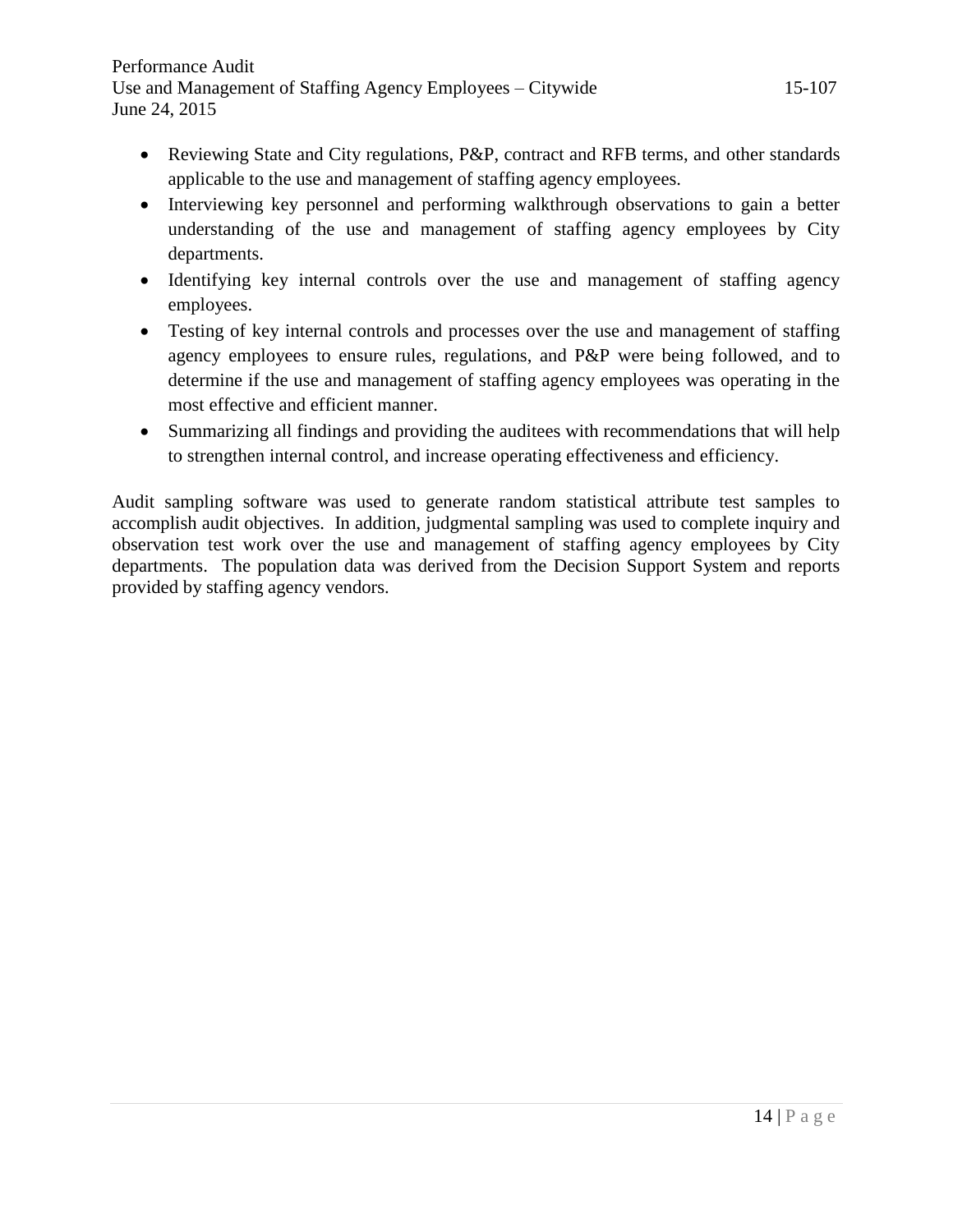- Reviewing State and City regulations, P&P, contract and RFB terms, and other standards applicable to the use and management of staffing agency employees.
- Interviewing key personnel and performing walkthrough observations to gain a better understanding of the use and management of staffing agency employees by City departments.
- Identifying key internal controls over the use and management of staffing agency employees.
- Testing of key internal controls and processes over the use and management of staffing agency employees to ensure rules, regulations, and P&P were being followed, and to determine if the use and management of staffing agency employees was operating in the most effective and efficient manner.
- Summarizing all findings and providing the auditees with recommendations that will help to strengthen internal control, and increase operating effectiveness and efficiency.

Audit sampling software was used to generate random statistical attribute test samples to accomplish audit objectives. In addition, judgmental sampling was used to complete inquiry and observation test work over the use and management of staffing agency employees by City departments. The population data was derived from the Decision Support System and reports provided by staffing agency vendors.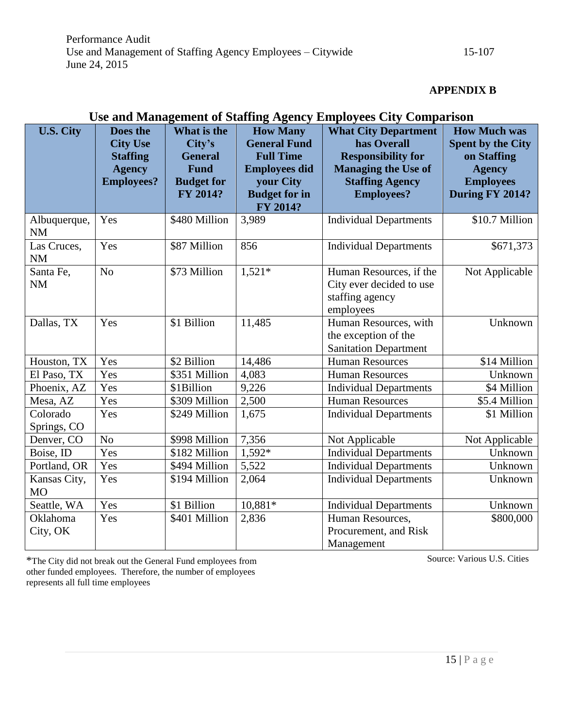**APPENDIX B**

## Use and Management of Staffing Agency Employees City Comparison

| U.S. City | Does the City Use Staffing Agency Employees? | What is the City's General Fund Budget for FY 2014? | How Many General Fund Full Time Employees did your City Budget for in FY 2014? | What City Department has Overall Responsibility for Managing the Use of Staffing Agency Employees? | How Much was Spent by the City on Staffing Agency Employees During FY 2014? |
|---|---|---|---|---|---|
| Albuquerque, NM | Yes | $480 Million | 3,989 | Individual Departments | $10.7 Million |
| Las Cruces, NM | Yes | $87 Million | 856 | Individual Departments | $671,373 |
| Santa Fe, NM | No | $73 Million | 1,521* | Human Resources, if the City ever decided to use staffing agency employees | Not Applicable |
| Dallas, TX | Yes | $1 Billion | 11,485 | Human Resources, with the exception of the Sanitation Department | Unknown |
| Houston, TX | Yes | $2 Billion | 14,486 | Human Resources | $14 Million |
| El Paso, TX | Yes | $351 Million | 4,083 | Human Resources | Unknown |
| Phoenix, AZ | Yes | $1Billion | 9,226 | Individual Departments | $4 Million |
| Mesa, AZ | Yes | $309 Million | 2,500 | Human Resources | $5.4 Million |
| Colorado Springs, CO | Yes | $249 Million | 1,675 | Individual Departments | $1 Million |
| Denver, CO | No | $998 Million | 7,356 | Not Applicable | Not Applicable |
| Boise, ID | Yes | $182 Million | 1,592* | Individual Departments | Unknown |
| Portland, OR | Yes | $494 Million | 5,522 | Individual Departments | Unknown |
| Kansas City, MO | Yes | $194 Million | 2,064 | Individual Departments | Unknown |
| Seattle, WA | Yes | $1 Billion | 10,881* | Individual Departments | Unknown |
| Oklahoma City, OK | Yes | $401 Million | 2,836 | Human Resources, Procurement, and Risk Management | $800,000 |

*The City did not break out the General Fund employees from other funded employees. Therefore, the number of employees represents all full time employees

Source: Various U.S. Cities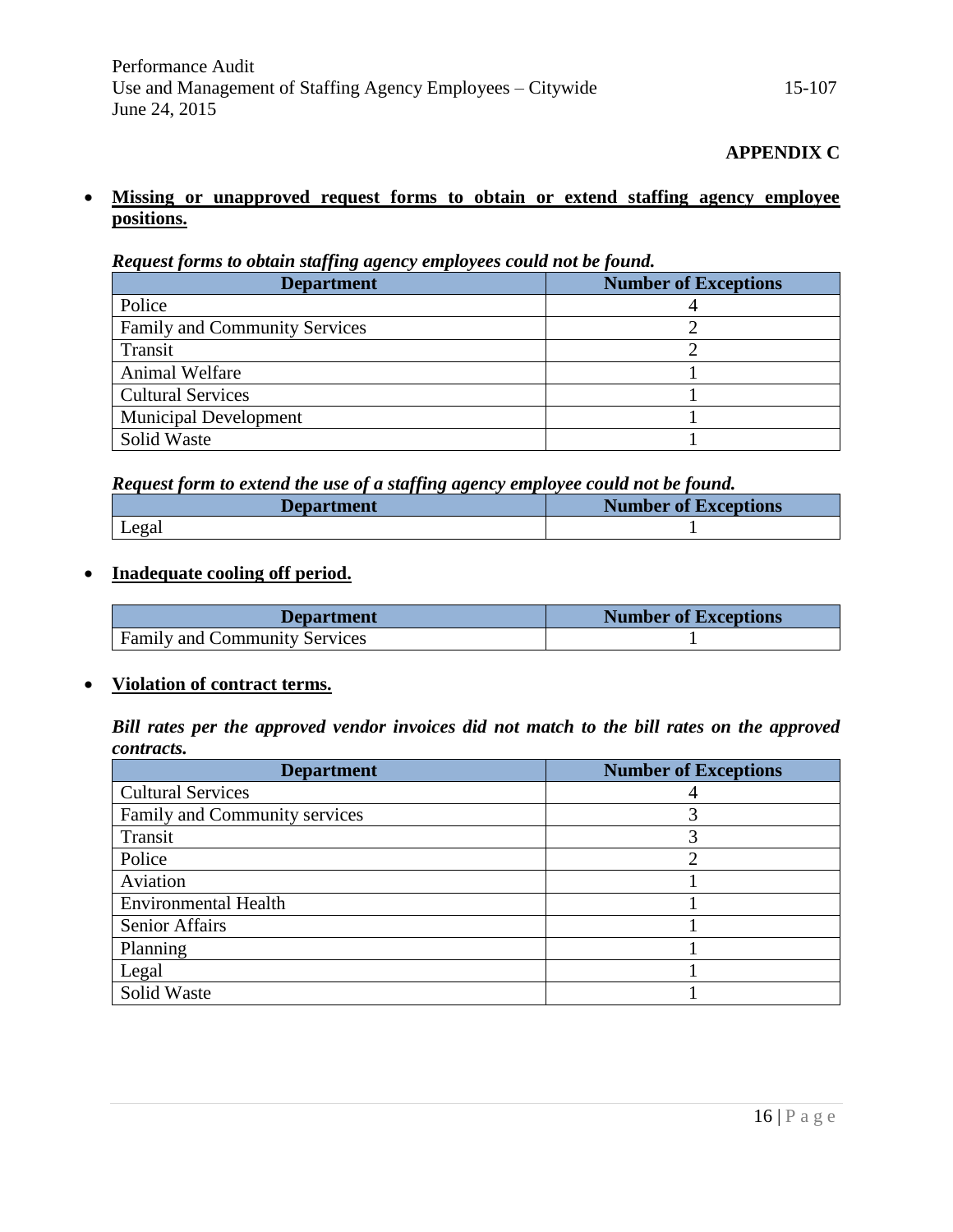## APPENDIX C

- **Missing or unapproved request forms to obtain or extend staffing agency employee positions.**

***Request forms to obtain staffing agency employees could not be found.***

| Department | Number of Exceptions |
|---|---|
| Police | 4 |
| Family and Community Services | 2 |
| Transit | 2 |
| Animal Welfare | 1 |
| Cultural Services | 1 |
| Municipal Development | 1 |
| Solid Waste | 1 |

***Request form to extend the use of a staffing agency employee could not be found.***

| Department | Number of Exceptions |
|---|---|
| Legal | 1 |

- **Inadequate cooling off period.**

| Department | Number of Exceptions |
|---|---|
| Family and Community Services | 1 |

- **Violation of contract terms.**

***Bill rates per the approved vendor invoices did not match to the bill rates on the approved contracts.***

| Department | Number of Exceptions |
|---|---|
| Cultural Services | 4 |
| Family and Community services | 3 |
| Transit | 3 |
| Police | 2 |
| Aviation | 1 |
| Environmental Health | 1 |
| Senior Affairs | 1 |
| Planning | 1 |
| Legal | 1 |
| Solid Waste | 1 |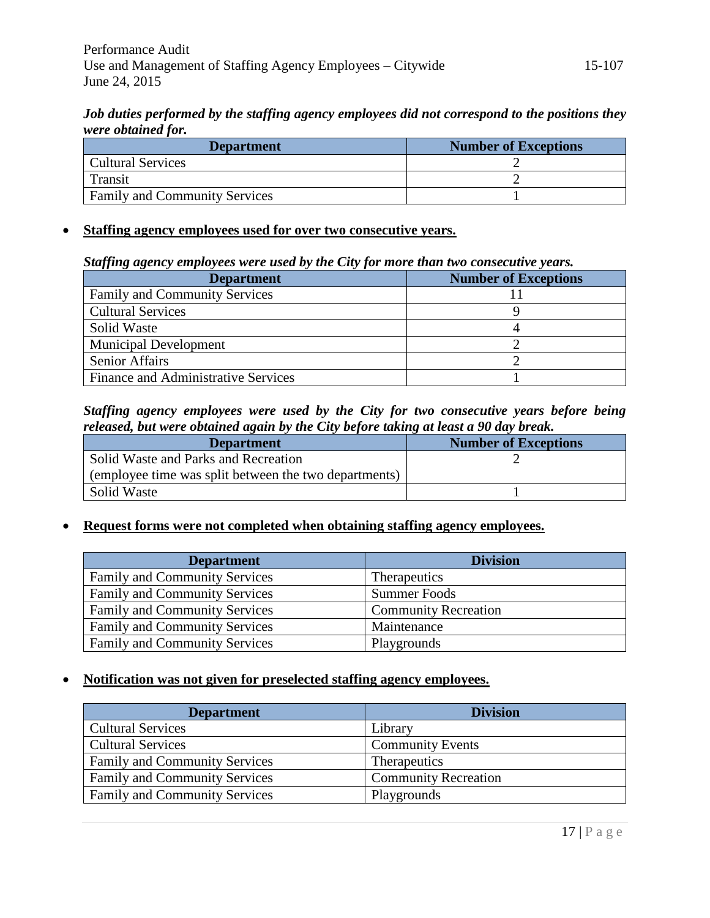***Job duties performed by the staffing agency employees did not correspond to the positions they were obtained for.***

| Department | Number of Exceptions |
|---|---|
| Cultural Services | 2 |
| Transit | 2 |
| Family and Community Services | 1 |

- **<u>Staffing agency employees used for over two consecutive years.</u>**

***Staffing agency employees were used by the City for more than two consecutive years.***

| Department | Number of Exceptions |
|---|---|
| Family and Community Services | 11 |
| Cultural Services | 9 |
| Solid Waste | 4 |
| Municipal Development | 2 |
| Senior Affairs | 2 |
| Finance and Administrative Services | 1 |

***Staffing agency employees were used by the City for two consecutive years before being released, but were obtained again by the City before taking at least a 90 day break.***

| Department | Number of Exceptions |
|---|---|
| Solid Waste and Parks and Recreation (employee time was split between the two departments) | 2 |
| Solid Waste | 1 |

- **<u>Request forms were not completed when obtaining staffing agency employees.</u>**

| Department | Division |
|---|---|
| Family and Community Services | Therapeutics |
| Family and Community Services | Summer Foods |
| Family and Community Services | Community Recreation |
| Family and Community Services | Maintenance |
| Family and Community Services | Playgrounds |

- **<u>Notification was not given for preselected staffing agency employees.</u>**

| Department | Division |
|---|---|
| Cultural Services | Library |
| Cultural Services | Community Events |
| Family and Community Services | Therapeutics |
| Family and Community Services | Community Recreation |
| Family and Community Services | Playgrounds |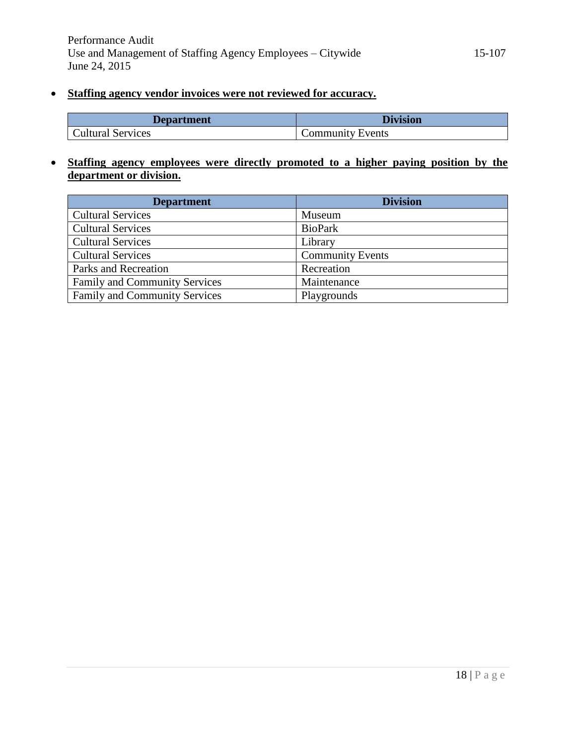- **Staffing agency vendor invoices were not reviewed for accuracy.**

| Department | Division |
| --- | --- |
| Cultural Services | Community Events |

- **Staffing agency employees were directly promoted to a higher paying position by the department or division.**

| Department | Division |
| --- | --- |
| Cultural Services | Museum |
| Cultural Services | BioPark |
| Cultural Services | Library |
| Cultural Services | Community Events |
| Parks and Recreation | Recreation |
| Family and Community Services | Maintenance |
| Family and Community Services | Playgrounds |